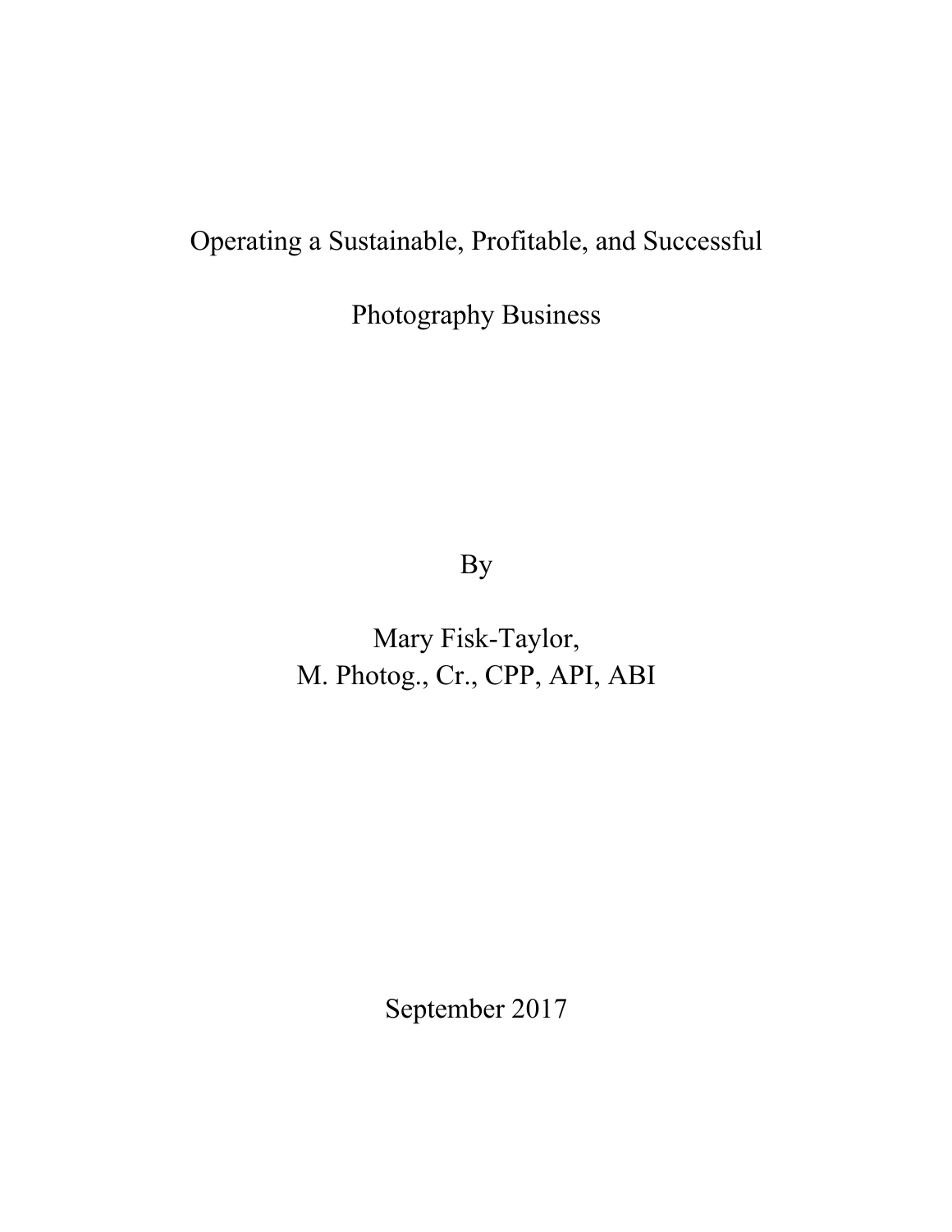# Operating a Sustainable, Profitable, and Successful Photography Business

By

Mary Fisk-Taylor,
M. Photog., Cr., CPP, API, ABI

September 2017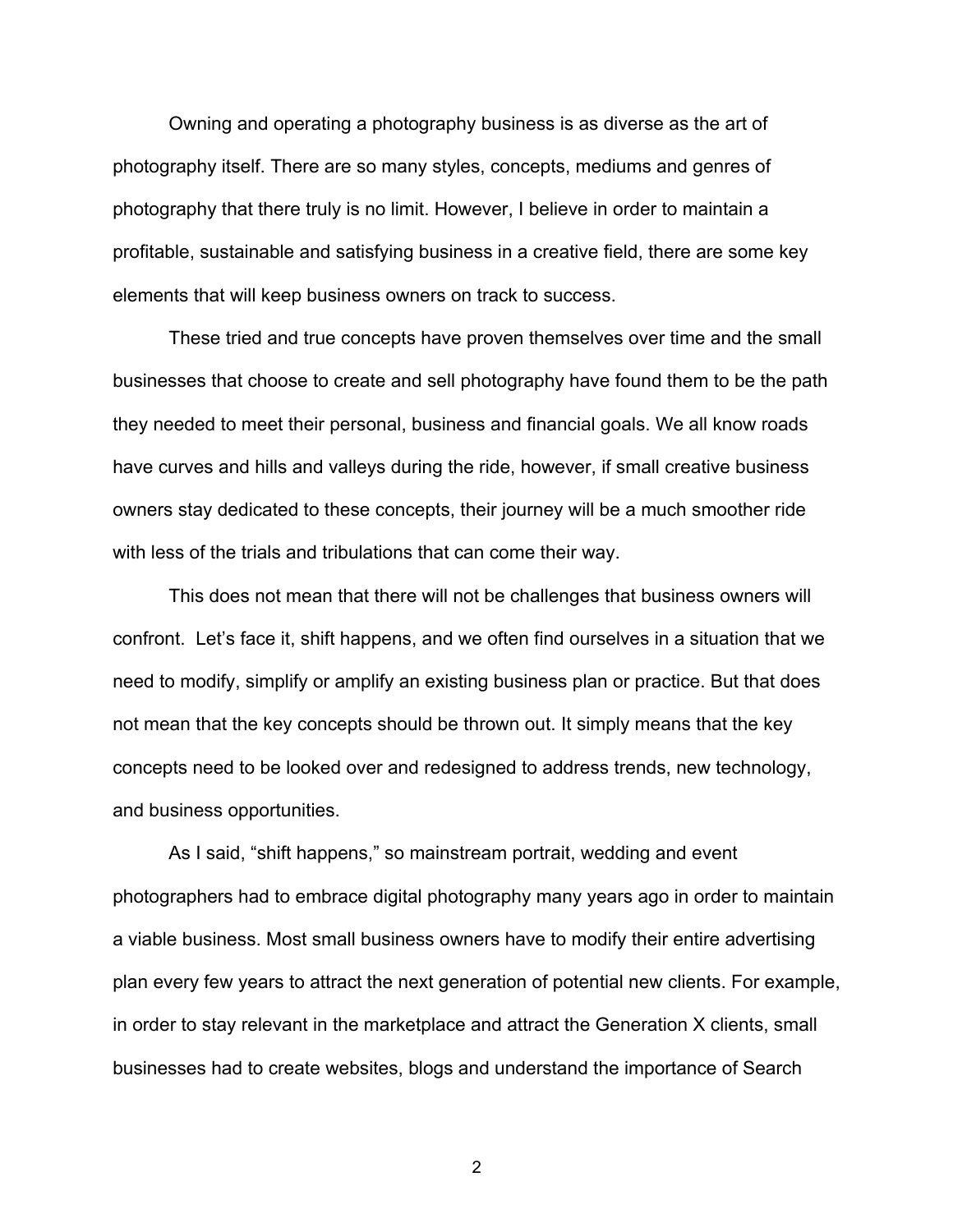Owning and operating a photography business is as diverse as the art of photography itself. There are so many styles, concepts, mediums and genres of photography that there truly is no limit. However, I believe in order to maintain a profitable, sustainable and satisfying business in a creative field, there are some key elements that will keep business owners on track to success.

These tried and true concepts have proven themselves over time and the small businesses that choose to create and sell photography have found them to be the path they needed to meet their personal, business and financial goals. We all know roads have curves and hills and valleys during the ride, however, if small creative business owners stay dedicated to these concepts, their journey will be a much smoother ride with less of the trials and tribulations that can come their way.

This does not mean that there will not be challenges that business owners will confront. Let's face it, shift happens, and we often find ourselves in a situation that we need to modify, simplify or amplify an existing business plan or practice. But that does not mean that the key concepts should be thrown out. It simply means that the key concepts need to be looked over and redesigned to address trends, new technology, and business opportunities.

As I said, "shift happens," so mainstream portrait, wedding and event photographers had to embrace digital photography many years ago in order to maintain a viable business. Most small business owners have to modify their entire advertising plan every few years to attract the next generation of potential new clients. For example, in order to stay relevant in the marketplace and attract the Generation X clients, small businesses had to create websites, blogs and understand the importance of Search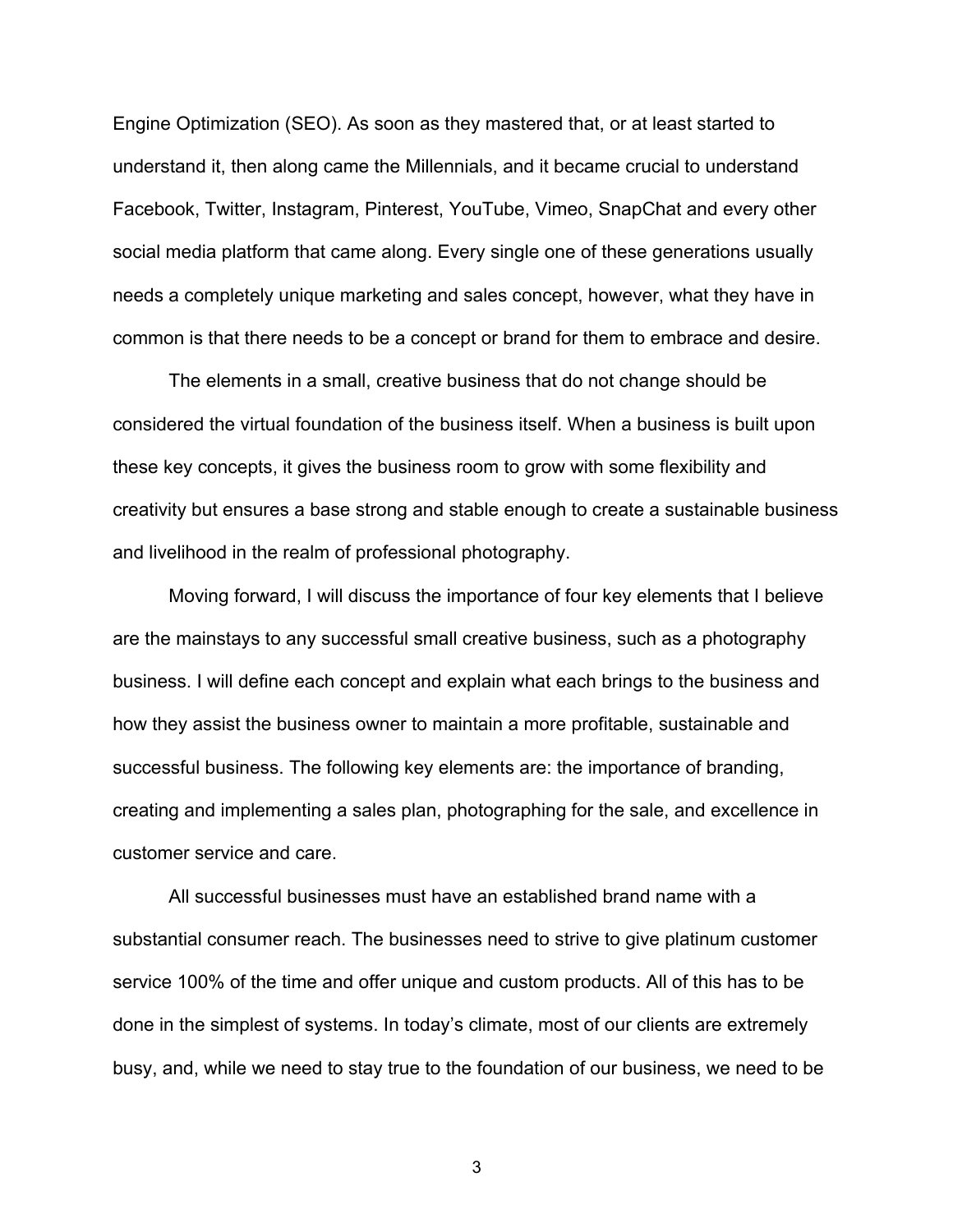Engine Optimization (SEO). As soon as they mastered that, or at least started to understand it, then along came the Millennials, and it became crucial to understand Facebook, Twitter, Instagram, Pinterest, YouTube, Vimeo, SnapChat and every other social media platform that came along. Every single one of these generations usually needs a completely unique marketing and sales concept, however, what they have in common is that there needs to be a concept or brand for them to embrace and desire.

The elements in a small, creative business that do not change should be considered the virtual foundation of the business itself. When a business is built upon these key concepts, it gives the business room to grow with some flexibility and creativity but ensures a base strong and stable enough to create a sustainable business and livelihood in the realm of professional photography.

Moving forward, I will discuss the importance of four key elements that I believe are the mainstays to any successful small creative business, such as a photography business. I will define each concept and explain what each brings to the business and how they assist the business owner to maintain a more profitable, sustainable and successful business. The following key elements are: the importance of branding, creating and implementing a sales plan, photographing for the sale, and excellence in customer service and care.

All successful businesses must have an established brand name with a substantial consumer reach. The businesses need to strive to give platinum customer service 100% of the time and offer unique and custom products. All of this has to be done in the simplest of systems. In today's climate, most of our clients are extremely busy, and, while we need to stay true to the foundation of our business, we need to be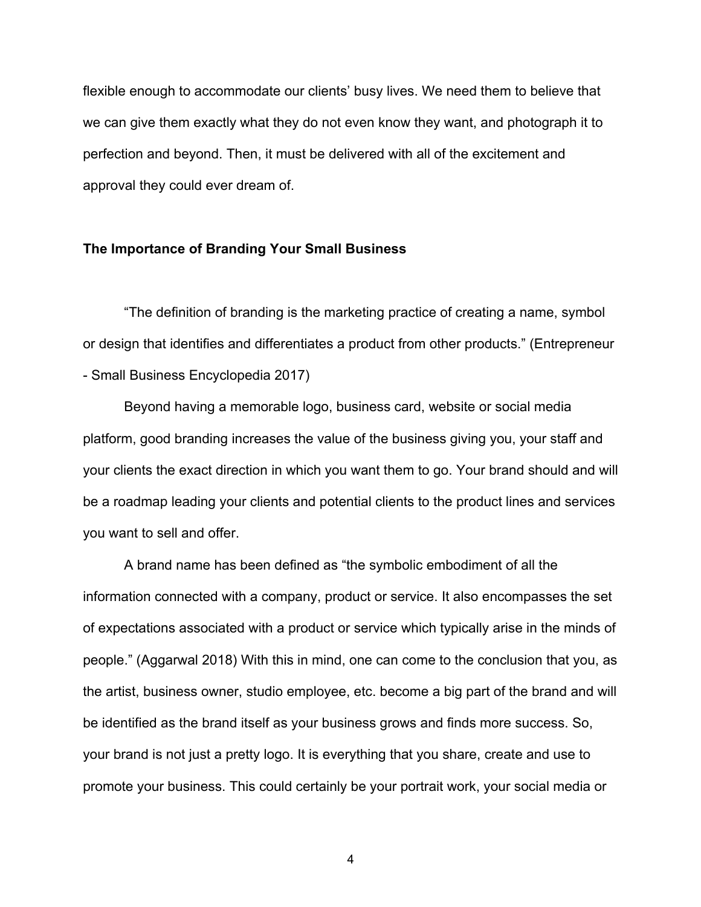flexible enough to accommodate our clients' busy lives. We need them to believe that we can give them exactly what they do not even know they want, and photograph it to perfection and beyond. Then, it must be delivered with all of the excitement and approval they could ever dream of.

## The Importance of Branding Your Small Business

"The definition of branding is the marketing practice of creating a name, symbol or design that identifies and differentiates a product from other products." (Entrepreneur - Small Business Encyclopedia 2017)

Beyond having a memorable logo, business card, website or social media platform, good branding increases the value of the business giving you, your staff and your clients the exact direction in which you want them to go. Your brand should and will be a roadmap leading your clients and potential clients to the product lines and services you want to sell and offer.

A brand name has been defined as "the symbolic embodiment of all the information connected with a company, product or service. It also encompasses the set of expectations associated with a product or service which typically arise in the minds of people." (Aggarwal 2018) With this in mind, one can come to the conclusion that you, as the artist, business owner, studio employee, etc. become a big part of the brand and will be identified as the brand itself as your business grows and finds more success. So, your brand is not just a pretty logo. It is everything that you share, create and use to promote your business. This could certainly be your portrait work, your social media or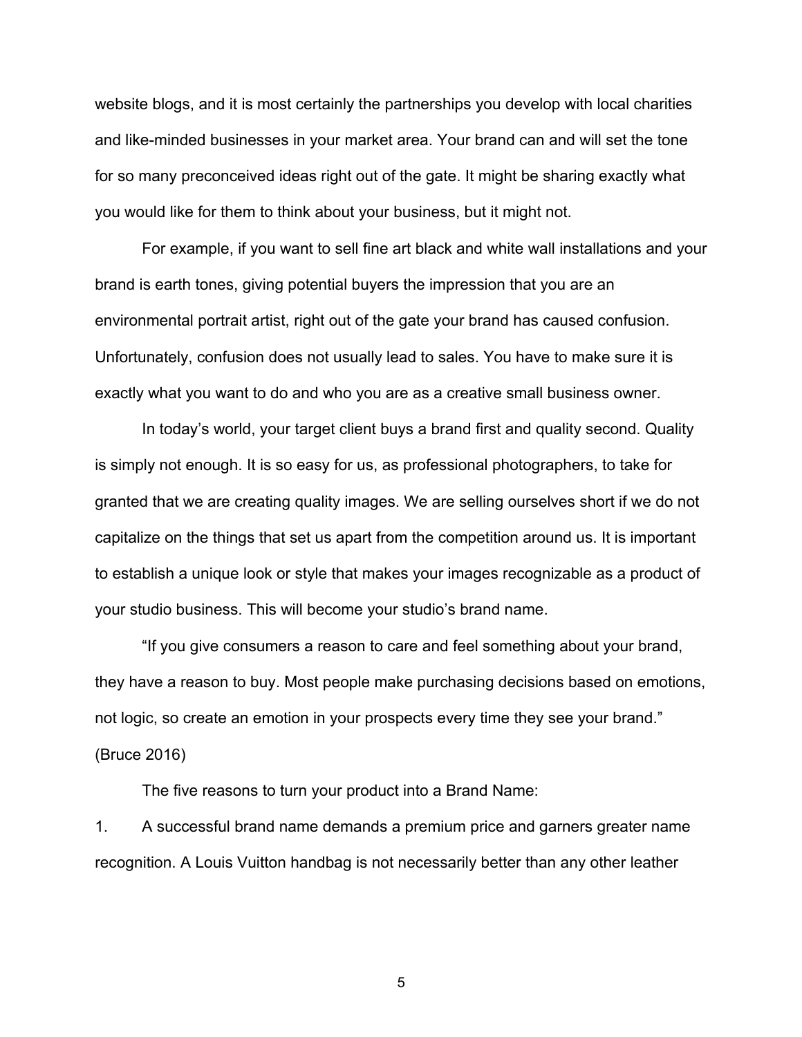website blogs, and it is most certainly the partnerships you develop with local charities and like-minded businesses in your market area. Your brand can and will set the tone for so many preconceived ideas right out of the gate. It might be sharing exactly what you would like for them to think about your business, but it might not.

For example, if you want to sell fine art black and white wall installations and your brand is earth tones, giving potential buyers the impression that you are an environmental portrait artist, right out of the gate your brand has caused confusion. Unfortunately, confusion does not usually lead to sales. You have to make sure it is exactly what you want to do and who you are as a creative small business owner.

In today's world, your target client buys a brand first and quality second. Quality is simply not enough. It is so easy for us, as professional photographers, to take for granted that we are creating quality images. We are selling ourselves short if we do not capitalize on the things that set us apart from the competition around us. It is important to establish a unique look or style that makes your images recognizable as a product of your studio business. This will become your studio's brand name.

"If you give consumers a reason to care and feel something about your brand, they have a reason to buy. Most people make purchasing decisions based on emotions, not logic, so create an emotion in your prospects every time they see your brand." (Bruce 2016)

The five reasons to turn your product into a Brand Name:

1. A successful brand name demands a premium price and garners greater name recognition. A Louis Vuitton handbag is not necessarily better than any other leather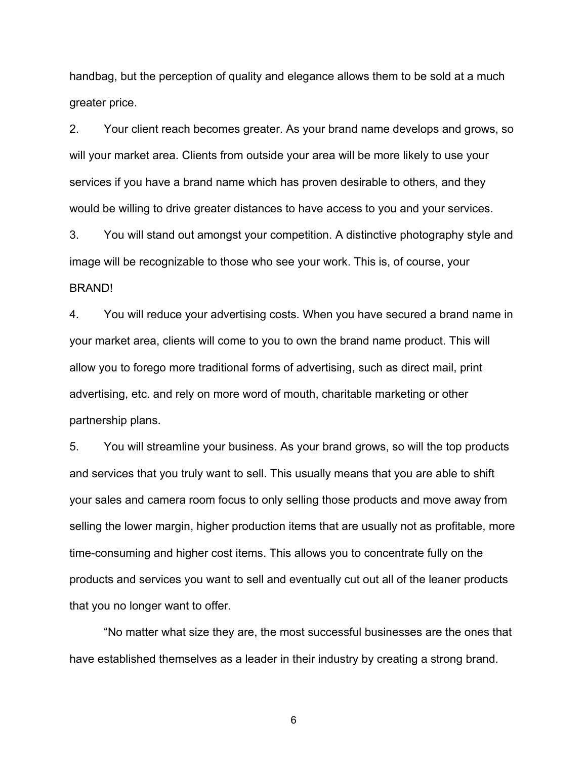handbag, but the perception of quality and elegance allows them to be sold at a much greater price.

2. Your client reach becomes greater. As your brand name develops and grows, so will your market area. Clients from outside your area will be more likely to use your services if you have a brand name which has proven desirable to others, and they would be willing to drive greater distances to have access to you and your services.

3. You will stand out amongst your competition. A distinctive photography style and image will be recognizable to those who see your work. This is, of course, your BRAND!

4. You will reduce your advertising costs. When you have secured a brand name in your market area, clients will come to you to own the brand name product. This will allow you to forego more traditional forms of advertising, such as direct mail, print advertising, etc. and rely on more word of mouth, charitable marketing or other partnership plans.

5. You will streamline your business. As your brand grows, so will the top products and services that you truly want to sell. This usually means that you are able to shift your sales and camera room focus to only selling those products and move away from selling the lower margin, higher production items that are usually not as profitable, more time-consuming and higher cost items. This allows you to concentrate fully on the products and services you want to sell and eventually cut out all of the leaner products that you no longer want to offer.

"No matter what size they are, the most successful businesses are the ones that have established themselves as a leader in their industry by creating a strong brand.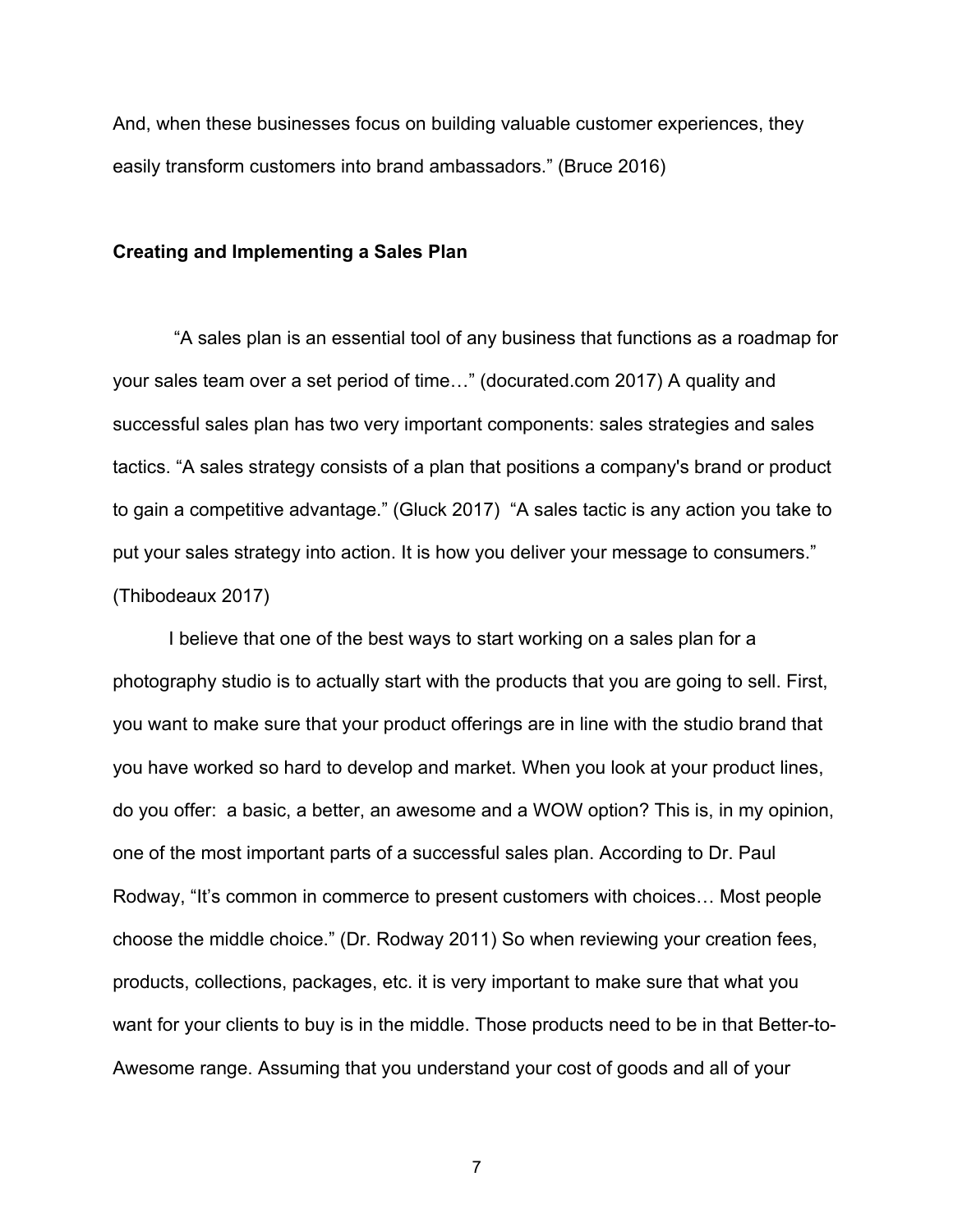And, when these businesses focus on building valuable customer experiences, they easily transform customers into brand ambassadors." (Bruce 2016)

**Creating and Implementing a Sales Plan**

"A sales plan is an essential tool of any business that functions as a roadmap for your sales team over a set period of time…" (docurated.com 2017) A quality and successful sales plan has two very important components: sales strategies and sales tactics. "A sales strategy consists of a plan that positions a company's brand or product to gain a competitive advantage." (Gluck 2017) "A sales tactic is any action you take to put your sales strategy into action. It is how you deliver your message to consumers." (Thibodeaux 2017)

I believe that one of the best ways to start working on a sales plan for a photography studio is to actually start with the products that you are going to sell. First, you want to make sure that your product offerings are in line with the studio brand that you have worked so hard to develop and market. When you look at your product lines, do you offer: a basic, a better, an awesome and a WOW option? This is, in my opinion, one of the most important parts of a successful sales plan. According to Dr. Paul Rodway, "It's common in commerce to present customers with choices… Most people choose the middle choice." (Dr. Rodway 2011) So when reviewing your creation fees, products, collections, packages, etc. it is very important to make sure that what you want for your clients to buy is in the middle. Those products need to be in that Better-to-Awesome range. Assuming that you understand your cost of goods and all of your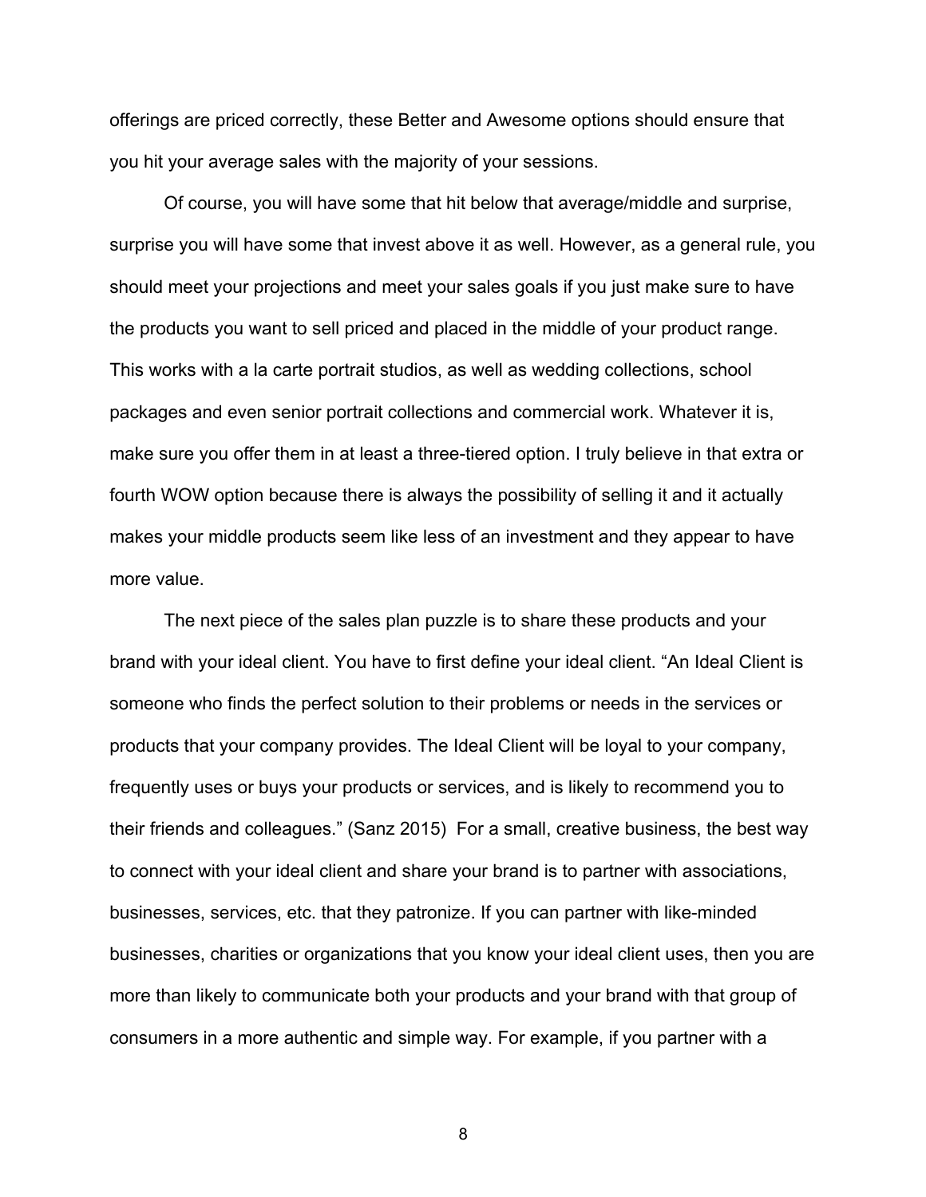offerings are priced correctly, these Better and Awesome options should ensure that you hit your average sales with the majority of your sessions.

Of course, you will have some that hit below that average/middle and surprise, surprise you will have some that invest above it as well. However, as a general rule, you should meet your projections and meet your sales goals if you just make sure to have the products you want to sell priced and placed in the middle of your product range. This works with a la carte portrait studios, as well as wedding collections, school packages and even senior portrait collections and commercial work. Whatever it is, make sure you offer them in at least a three-tiered option. I truly believe in that extra or fourth WOW option because there is always the possibility of selling it and it actually makes your middle products seem like less of an investment and they appear to have more value.

The next piece of the sales plan puzzle is to share these products and your brand with your ideal client. You have to first define your ideal client. "An Ideal Client is someone who finds the perfect solution to their problems or needs in the services or products that your company provides. The Ideal Client will be loyal to your company, frequently uses or buys your products or services, and is likely to recommend you to their friends and colleagues." (Sanz 2015) For a small, creative business, the best way to connect with your ideal client and share your brand is to partner with associations, businesses, services, etc. that they patronize. If you can partner with like-minded businesses, charities or organizations that you know your ideal client uses, then you are more than likely to communicate both your products and your brand with that group of consumers in a more authentic and simple way. For example, if you partner with a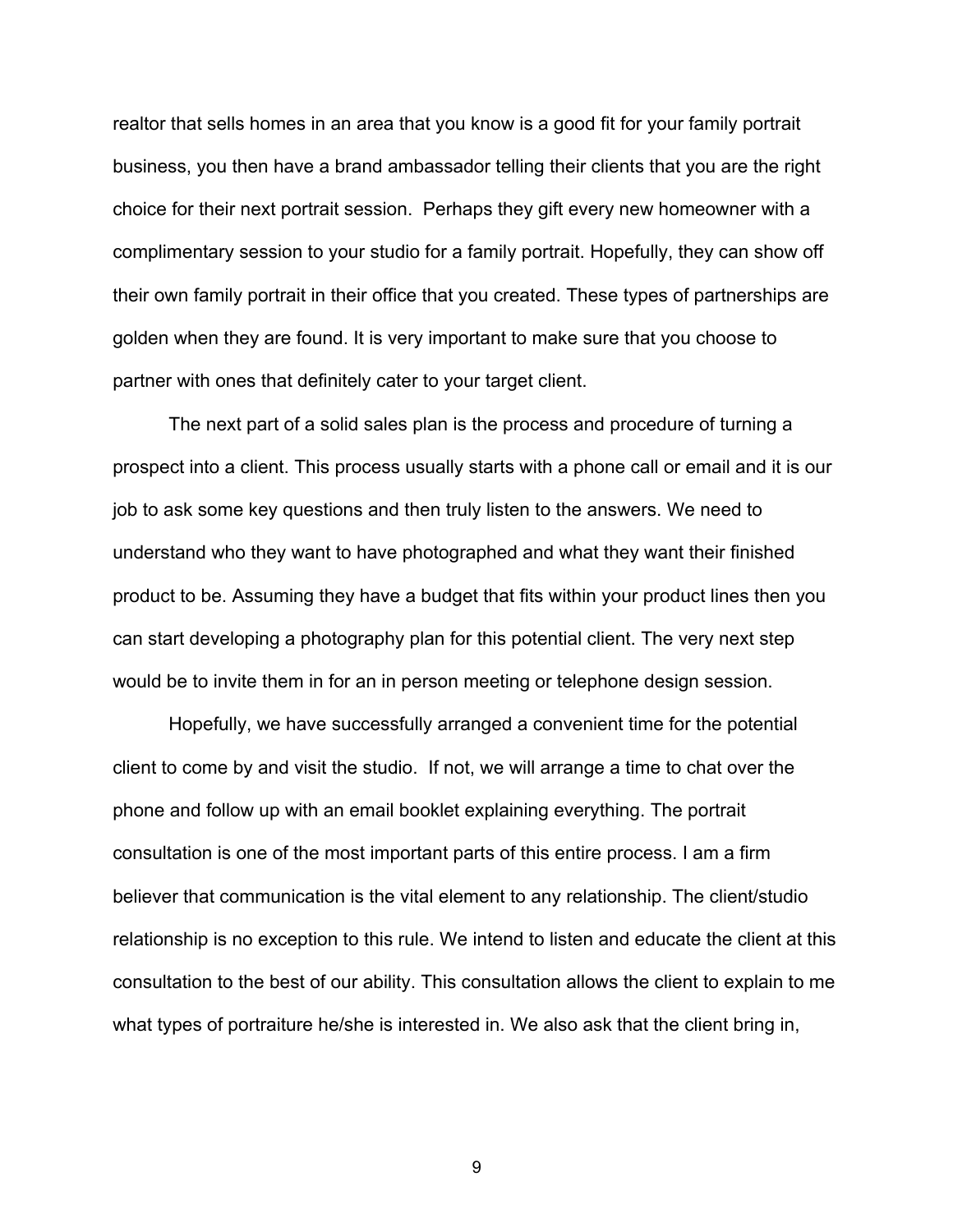realtor that sells homes in an area that you know is a good fit for your family portrait business, you then have a brand ambassador telling their clients that you are the right choice for their next portrait session. Perhaps they gift every new homeowner with a complimentary session to your studio for a family portrait. Hopefully, they can show off their own family portrait in their office that you created. These types of partnerships are golden when they are found. It is very important to make sure that you choose to partner with ones that definitely cater to your target client.

The next part of a solid sales plan is the process and procedure of turning a prospect into a client. This process usually starts with a phone call or email and it is our job to ask some key questions and then truly listen to the answers. We need to understand who they want to have photographed and what they want their finished product to be. Assuming they have a budget that fits within your product lines then you can start developing a photography plan for this potential client. The very next step would be to invite them in for an in person meeting or telephone design session.

Hopefully, we have successfully arranged a convenient time for the potential client to come by and visit the studio. If not, we will arrange a time to chat over the phone and follow up with an email booklet explaining everything. The portrait consultation is one of the most important parts of this entire process. I am a firm believer that communication is the vital element to any relationship. The client/studio relationship is no exception to this rule. We intend to listen and educate the client at this consultation to the best of our ability. This consultation allows the client to explain to me what types of portraiture he/she is interested in. We also ask that the client bring in,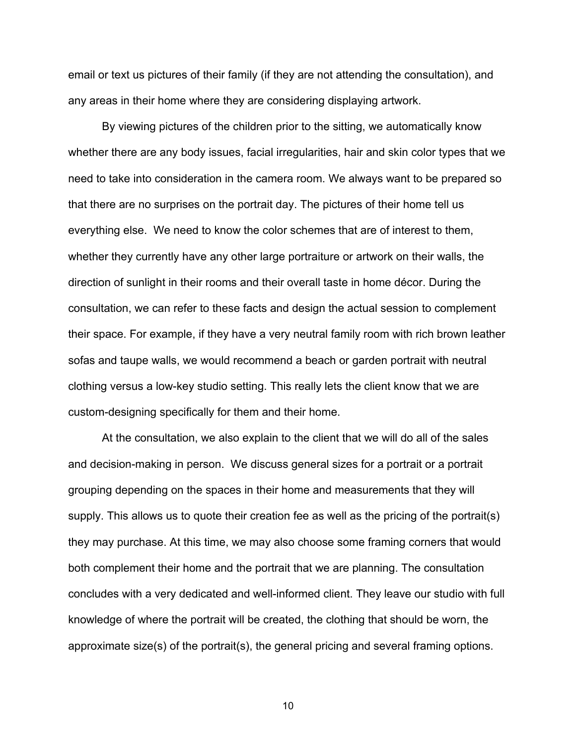email or text us pictures of their family (if they are not attending the consultation), and any areas in their home where they are considering displaying artwork.

By viewing pictures of the children prior to the sitting, we automatically know whether there are any body issues, facial irregularities, hair and skin color types that we need to take into consideration in the camera room. We always want to be prepared so that there are no surprises on the portrait day. The pictures of their home tell us everything else. We need to know the color schemes that are of interest to them, whether they currently have any other large portraiture or artwork on their walls, the direction of sunlight in their rooms and their overall taste in home décor. During the consultation, we can refer to these facts and design the actual session to complement their space. For example, if they have a very neutral family room with rich brown leather sofas and taupe walls, we would recommend a beach or garden portrait with neutral clothing versus a low-key studio setting. This really lets the client know that we are custom-designing specifically for them and their home.

At the consultation, we also explain to the client that we will do all of the sales and decision-making in person. We discuss general sizes for a portrait or a portrait grouping depending on the spaces in their home and measurements that they will supply. This allows us to quote their creation fee as well as the pricing of the portrait(s) they may purchase. At this time, we may also choose some framing corners that would both complement their home and the portrait that we are planning. The consultation concludes with a very dedicated and well-informed client. They leave our studio with full knowledge of where the portrait will be created, the clothing that should be worn, the approximate size(s) of the portrait(s), the general pricing and several framing options.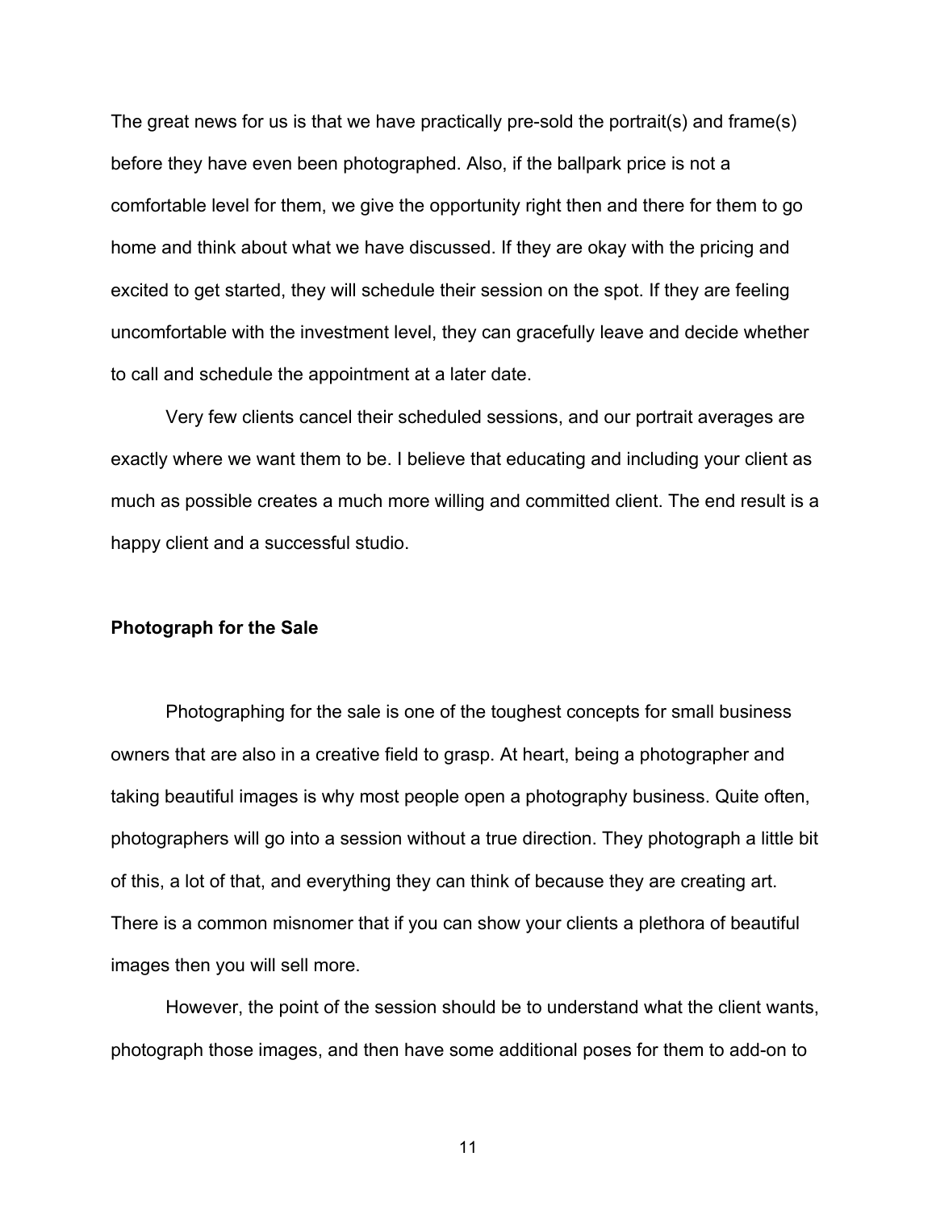The great news for us is that we have practically pre-sold the portrait(s) and frame(s) before they have even been photographed. Also, if the ballpark price is not a comfortable level for them, we give the opportunity right then and there for them to go home and think about what we have discussed. If they are okay with the pricing and excited to get started, they will schedule their session on the spot. If they are feeling uncomfortable with the investment level, they can gracefully leave and decide whether to call and schedule the appointment at a later date.

Very few clients cancel their scheduled sessions, and our portrait averages are exactly where we want them to be. I believe that educating and including your client as much as possible creates a much more willing and committed client. The end result is a happy client and a successful studio.

**Photograph for the Sale**

Photographing for the sale is one of the toughest concepts for small business owners that are also in a creative field to grasp. At heart, being a photographer and taking beautiful images is why most people open a photography business. Quite often, photographers will go into a session without a true direction. They photograph a little bit of this, a lot of that, and everything they can think of because they are creating art. There is a common misnomer that if you can show your clients a plethora of beautiful images then you will sell more.

However, the point of the session should be to understand what the client wants, photograph those images, and then have some additional poses for them to add-on to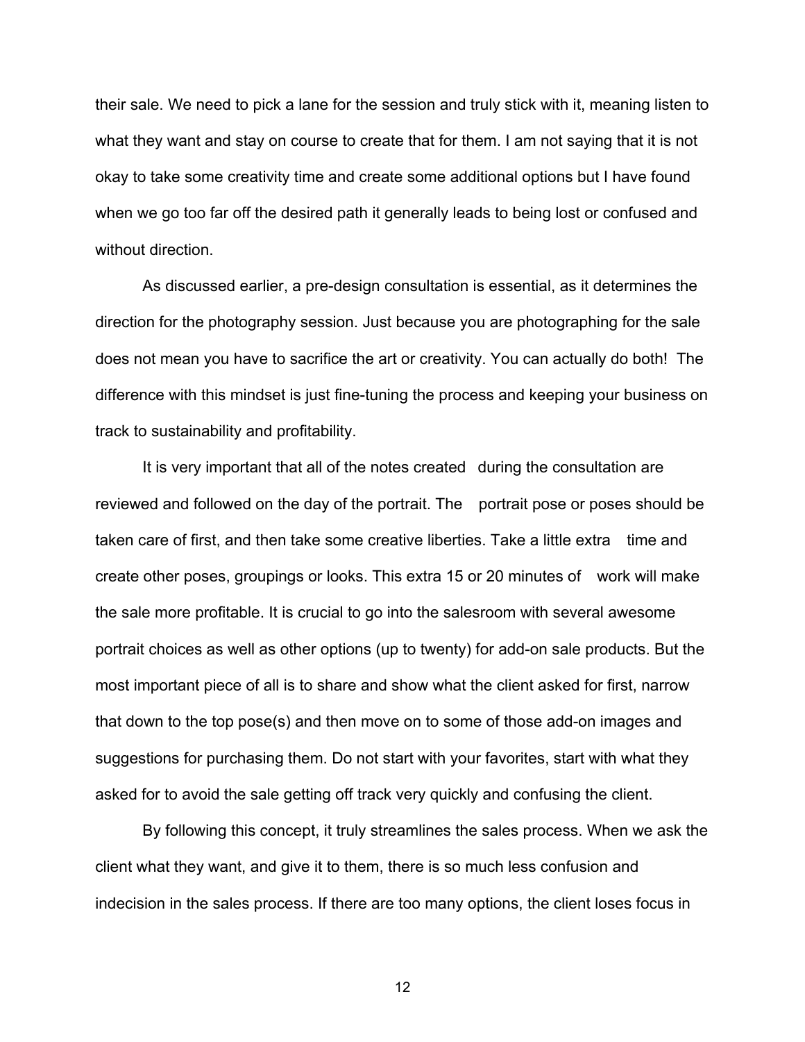their sale. We need to pick a lane for the session and truly stick with it, meaning listen to what they want and stay on course to create that for them. I am not saying that it is not okay to take some creativity time and create some additional options but I have found when we go too far off the desired path it generally leads to being lost or confused and without direction.

As discussed earlier, a pre-design consultation is essential, as it determines the direction for the photography session. Just because you are photographing for the sale does not mean you have to sacrifice the art or creativity. You can actually do both! The difference with this mindset is just fine-tuning the process and keeping your business on track to sustainability and profitability.

It is very important that all of the notes created during the consultation are reviewed and followed on the day of the portrait. The portrait pose or poses should be taken care of first, and then take some creative liberties. Take a little extra time and create other poses, groupings or looks. This extra 15 or 20 minutes of work will make the sale more profitable. It is crucial to go into the salesroom with several awesome portrait choices as well as other options (up to twenty) for add-on sale products. But the most important piece of all is to share and show what the client asked for first, narrow that down to the top pose(s) and then move on to some of those add-on images and suggestions for purchasing them. Do not start with your favorites, start with what they asked for to avoid the sale getting off track very quickly and confusing the client.

By following this concept, it truly streamlines the sales process. When we ask the client what they want, and give it to them, there is so much less confusion and indecision in the sales process. If there are too many options, the client loses focus in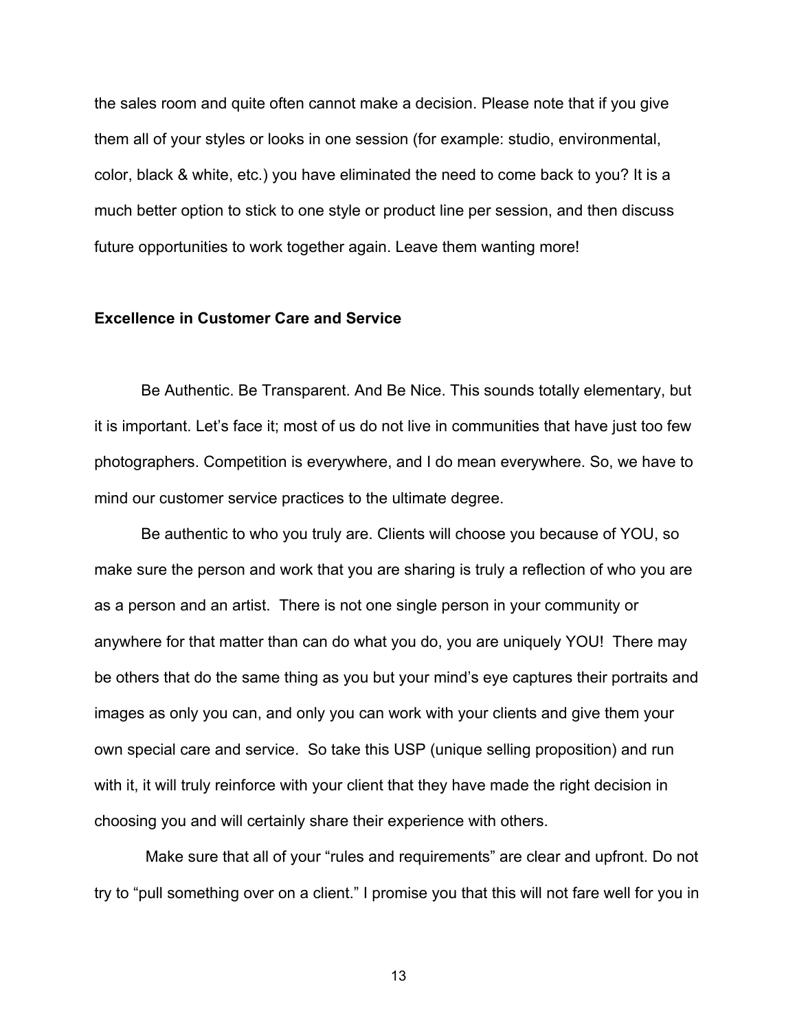the sales room and quite often cannot make a decision. Please note that if you give them all of your styles or looks in one session (for example: studio, environmental, color, black & white, etc.) you have eliminated the need to come back to you? It is a much better option to stick to one style or product line per session, and then discuss future opportunities to work together again. Leave them wanting more!

**Excellence in Customer Care and Service**

Be Authentic. Be Transparent. And Be Nice. This sounds totally elementary, but it is important. Let's face it; most of us do not live in communities that have just too few photographers. Competition is everywhere, and I do mean everywhere. So, we have to mind our customer service practices to the ultimate degree.

Be authentic to who you truly are. Clients will choose you because of YOU, so make sure the person and work that you are sharing is truly a reflection of who you are as a person and an artist. There is not one single person in your community or anywhere for that matter than can do what you do, you are uniquely YOU! There may be others that do the same thing as you but your mind's eye captures their portraits and images as only you can, and only you can work with your clients and give them your own special care and service. So take this USP (unique selling proposition) and run with it, it will truly reinforce with your client that they have made the right decision in choosing you and will certainly share their experience with others.

Make sure that all of your "rules and requirements" are clear and upfront. Do not try to "pull something over on a client." I promise you that this will not fare well for you in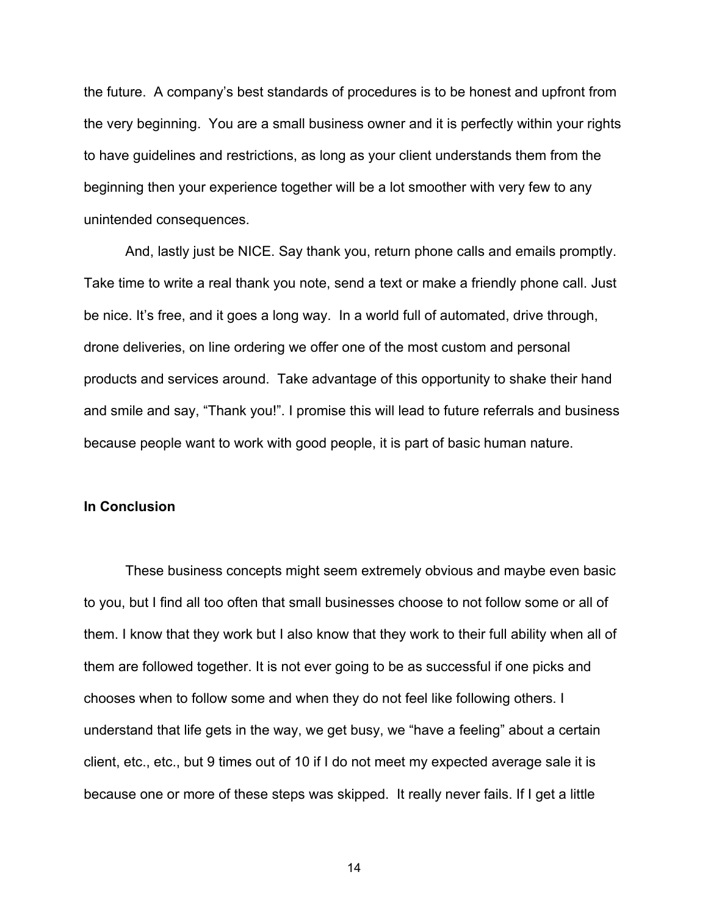the future. A company's best standards of procedures is to be honest and upfront from the very beginning. You are a small business owner and it is perfectly within your rights to have guidelines and restrictions, as long as your client understands them from the beginning then your experience together will be a lot smoother with very few to any unintended consequences.

And, lastly just be NICE. Say thank you, return phone calls and emails promptly. Take time to write a real thank you note, send a text or make a friendly phone call. Just be nice. It's free, and it goes a long way. In a world full of automated, drive through, drone deliveries, on line ordering we offer one of the most custom and personal products and services around. Take advantage of this opportunity to shake their hand and smile and say, "Thank you!". I promise this will lead to future referrals and business because people want to work with good people, it is part of basic human nature.

**In Conclusion**

These business concepts might seem extremely obvious and maybe even basic to you, but I find all too often that small businesses choose to not follow some or all of them. I know that they work but I also know that they work to their full ability when all of them are followed together. It is not ever going to be as successful if one picks and chooses when to follow some and when they do not feel like following others. I understand that life gets in the way, we get busy, we "have a feeling" about a certain client, etc., etc., but 9 times out of 10 if I do not meet my expected average sale it is because one or more of these steps was skipped. It really never fails. If I get a little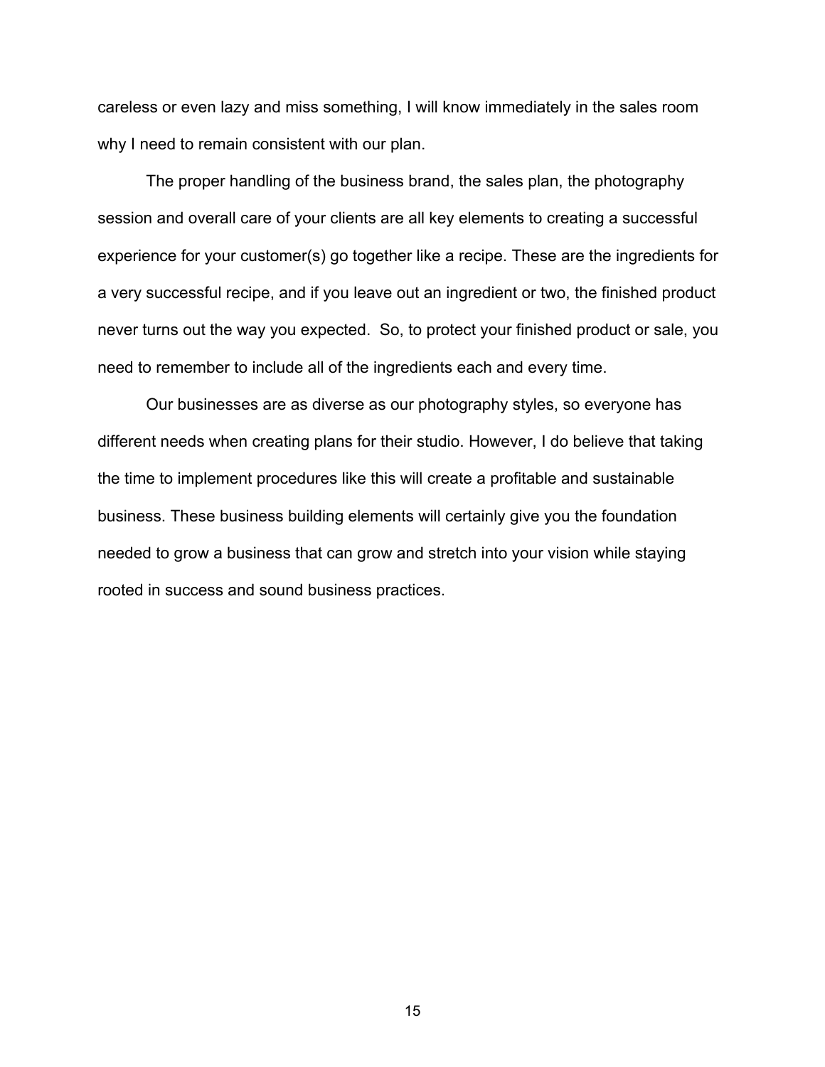careless or even lazy and miss something, I will know immediately in the sales room why I need to remain consistent with our plan.

The proper handling of the business brand, the sales plan, the photography session and overall care of your clients are all key elements to creating a successful experience for your customer(s) go together like a recipe. These are the ingredients for a very successful recipe, and if you leave out an ingredient or two, the finished product never turns out the way you expected.  So, to protect your finished product or sale, you need to remember to include all of the ingredients each and every time.

Our businesses are as diverse as our photography styles, so everyone has different needs when creating plans for their studio. However, I do believe that taking the time to implement procedures like this will create a profitable and sustainable business. These business building elements will certainly give you the foundation needed to grow a business that can grow and stretch into your vision while staying rooted in success and sound business practices.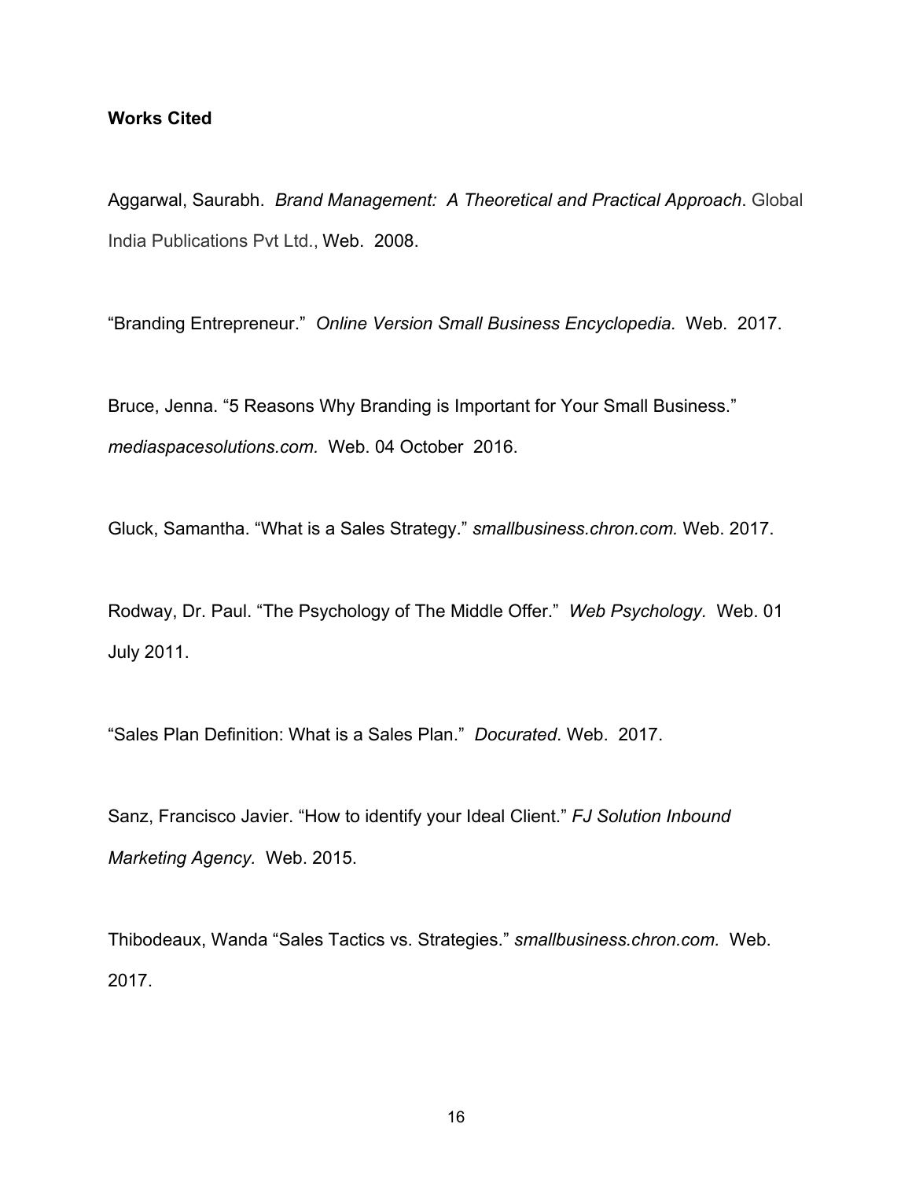**Works Cited**

Aggarwal, Saurabh. *Brand Management: A Theoretical and Practical Approach*. Global India Publications Pvt Ltd., Web. 2008.

"Branding Entrepreneur." *Online Version Small Business Encyclopedia.* Web. 2017.

Bruce, Jenna. "5 Reasons Why Branding is Important for Your Small Business." *mediaspacesolutions.com.* Web. 04 October 2016.

Gluck, Samantha. "What is a Sales Strategy." *smallbusiness.chron.com.* Web. 2017.

Rodway, Dr. Paul. "The Psychology of The Middle Offer." *Web Psychology.* Web. 01 July 2011.

"Sales Plan Definition: What is a Sales Plan." *Docurated*. Web. 2017.

Sanz, Francisco Javier. "How to identify your Ideal Client." *FJ Solution Inbound Marketing Agency.* Web. 2015.

Thibodeaux, Wanda "Sales Tactics vs. Strategies." *smallbusiness.chron.com.* Web. 2017.